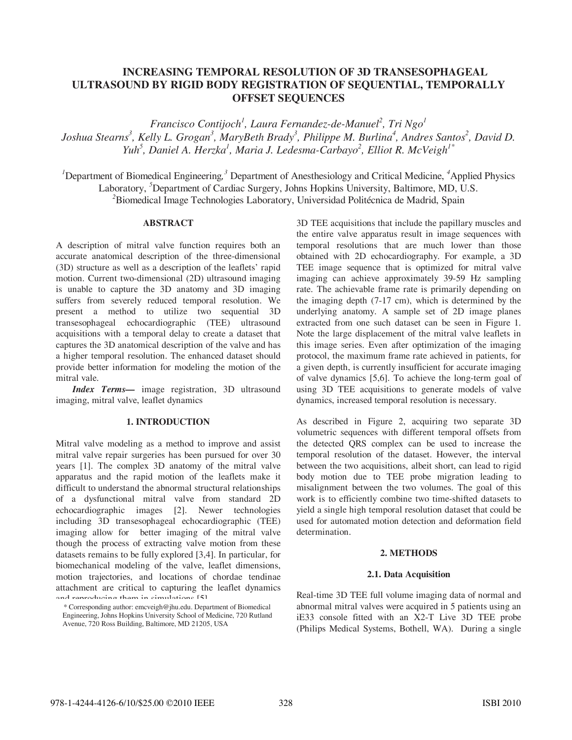# INCREASING TEMPORAL RESOLUTION OF 3D TRANSESOPHAGEAL ULTRASOUND BY RIGID BODY REGISTRATION OF SEQUENTIAL, TEMPORALLY OFFSET SEQUENCES

*Francisco Contijoch[1], Laura Fernandez-de-Manuel[2], Tri Ngo[1]
Joshua Stearns[3], Kelly L. Grogan[3], MaryBeth Brady[3], Philippe M. Burlina[4], Andres Santos[2], David D. Yuh[5], Daniel A. Herzka[1], Maria J. Ledesma-Carbayo[2], Elliot R. McVeigh[1*]*

[1]Department of Biomedical Engineering,[3] Department of Anesthesiology and Critical Medicine, [4]Applied Physics Laboratory, [5]Department of Cardiac Surgery, Johns Hopkins University, Baltimore, MD, U.S.
[2]Biomedical Image Technologies Laboratory, Universidad Politécnica de Madrid, Spain

## ABSTRACT

A description of mitral valve function requires both an accurate anatomical description of the three-dimensional (3D) structure as well as a description of the leaflets' rapid motion. Current two-dimensional (2D) ultrasound imaging is unable to capture the 3D anatomy and 3D imaging suffers from severely reduced temporal resolution. We present a method to utilize two sequential 3D transesophageal echocardiographic (TEE) ultrasound acquisitions with a temporal delay to create a dataset that captures the 3D anatomical description of the valve and has a higher temporal resolution. The enhanced dataset should provide better information for modeling the motion of the mitral vale.

***Index Terms—*** image registration, 3D ultrasound imaging, mitral valve, leaflet dynamics

## 1. INTRODUCTION

Mitral valve modeling as a method to improve and assist mitral valve repair surgeries has been pursued for over 30 years [1]. The complex 3D anatomy of the mitral valve apparatus and the rapid motion of the leaflets make it difficult to understand the abnormal structural relationships of a dysfunctional mitral valve from standard 2D echocardiographic images [2]. Newer technologies including 3D transesophageal echocardiographic (TEE) imaging allow for better imaging of the mitral valve though the process of extracting valve motion from these datasets remains to be fully explored [3,4]. In particular, for biomechanical modeling of the valve, leaflet dimensions, motion trajectories, and locations of chordae tendinae attachment are critical to capturing the leaflet dynamics and reproducing them in simulations [5].

3D TEE acquisitions that include the papillary muscles and the entire valve apparatus result in image sequences with temporal resolutions that are much lower than those obtained with 2D echocardiography. For example, a 3D TEE image sequence that is optimized for mitral valve imaging can achieve approximately 39-59 Hz sampling rate. The achievable frame rate is primarily depending on the imaging depth (7-17 cm), which is determined by the underlying anatomy. A sample set of 2D image planes extracted from one such dataset can be seen in Figure 1. Note the large displacement of the mitral valve leaflets in this image series. Even after optimization of the imaging protocol, the maximum frame rate achieved in patients, for a given depth, is currently insufficient for accurate imaging of valve dynamics [5,6]. To achieve the long-term goal of using 3D TEE acquisitions to generate models of valve dynamics, increased temporal resolution is necessary.

As described in Figure 2, acquiring two separate 3D volumetric sequences with different temporal offsets from the detected QRS complex can be used to increase the temporal resolution of the dataset. However, the interval between the two acquisitions, albeit short, can lead to rigid body motion due to TEE probe migration leading to misalignment between the two volumes. The goal of this work is to efficiently combine two time-shifted datasets to yield a single high temporal resolution dataset that could be used for automated motion detection and deformation field determination.

## 2. METHODS

### 2.1. Data Acquisition

Real-time 3D TEE full volume imaging data of normal and abnormal mitral valves were acquired in 5 patients using an iE33 console fitted with an X2-T Live 3D TEE probe (Philips Medical Systems, Bothell, WA). During a single

\* Corresponding author: emcveigh@jhu.edu. Department of Biomedical Engineering, Johns Hopkins University School of Medicine, 720 Rutland Avenue, 720 Ross Building, Baltimore, MD 21205, USA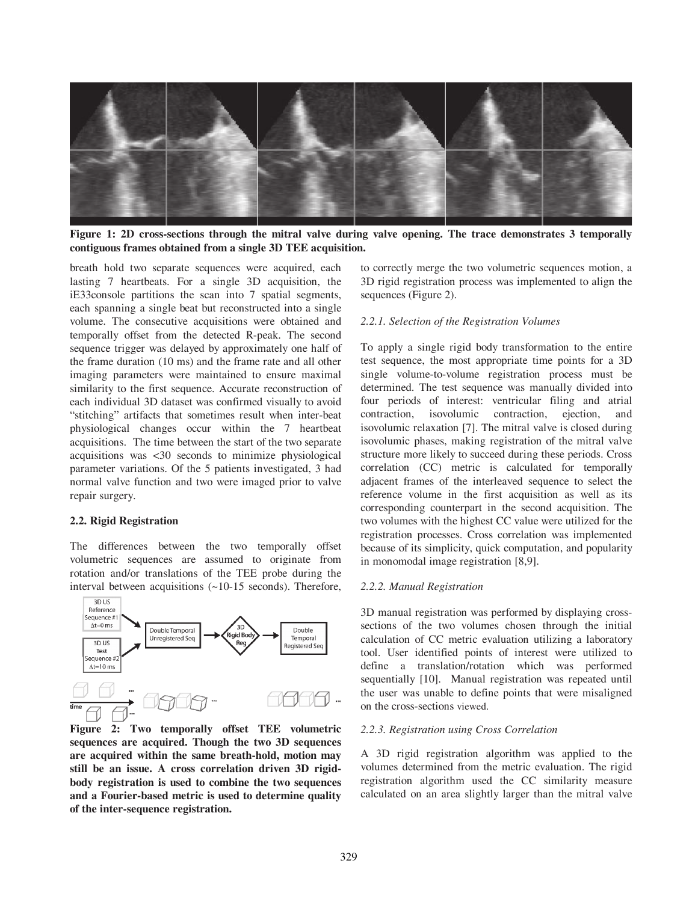**Figure 1: 2D cross-sections through the mitral valve during valve opening. The trace demonstrates 3 temporally contiguous frames obtained from a single 3D TEE acquisition.**

breath hold two separate sequences were acquired, each lasting 7 heartbeats. For a single 3D acquisition, the iE33console partitions the scan into 7 spatial segments, each spanning a single beat but reconstructed into a single volume. The consecutive acquisitions were obtained and temporally offset from the detected R-peak. The second sequence trigger was delayed by approximately one half of the frame duration (10 ms) and the frame rate and all other imaging parameters were maintained to ensure maximal similarity to the first sequence. Accurate reconstruction of each individual 3D dataset was confirmed visually to avoid "stitching" artifacts that sometimes result when inter-beat physiological changes occur within the 7 heartbeat acquisitions. The time between the start of the two separate acquisitions was <30 seconds to minimize physiological parameter variations. Of the 5 patients investigated, 3 had normal valve function and two were imaged prior to valve repair surgery.

### 2.2. Rigid Registration

The differences between the two temporally offset volumetric sequences are assumed to originate from rotation and/or translations of the TEE probe during the interval between acquisitions (~10-15 seconds). Therefore, to correctly merge the two volumetric sequences motion, a 3D rigid registration process was implemented to align the sequences (Figure 2).

**Figure 2: Two temporally offset TEE volumetric sequences are acquired. Though the two 3D sequences are acquired within the same breath-hold, motion may still be an issue. A cross correlation driven 3D rigid-body registration is used to combine the two sequences and a Fourier-based metric is used to determine quality of the inter-sequence registration.**

#### *2.2.1. Selection of the Registration Volumes*

To apply a single rigid body transformation to the entire test sequence, the most appropriate time points for a 3D single volume-to-volume registration process must be determined. The test sequence was manually divided into four periods of interest: ventricular filing and atrial contraction, isovolumic contraction, ejection, and isovolumic relaxation [7]. The mitral valve is closed during isovolumic phases, making registration of the mitral valve structure more likely to succeed during these periods. Cross correlation (CC) metric is calculated for temporally adjacent frames of the interleaved sequence to select the reference volume in the first acquisition as well as its corresponding counterpart in the second acquisition. The two volumes with the highest CC value were utilized for the registration processes. Cross correlation was implemented because of its simplicity, quick computation, and popularity in monomodal image registration [8,9].

#### *2.2.2. Manual Registration*

3D manual registration was performed by displaying cross-sections of the two volumes chosen through the initial calculation of CC metric evaluation utilizing a laboratory tool. User identified points of interest were utilized to define a translation/rotation which was performed sequentially [10]. Manual registration was repeated until the user was unable to define points that were misaligned on the cross-sections viewed.

#### *2.2.3. Registration using Cross Correlation*

A 3D rigid registration algorithm was applied to the volumes determined from the metric evaluation. The rigid registration algorithm used the CC similarity measure calculated on an area slightly larger than the mitral valve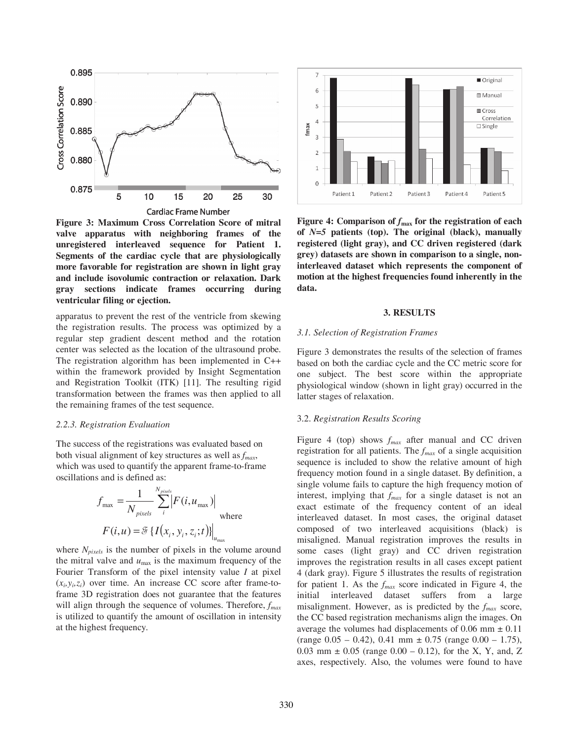**Figure 3: Maximum Cross Correlation Score of mitral valve apparatus with neighboring frames of the unregistered interleaved sequence for Patient 1. Segments of the cardiac cycle that are physiologically more favorable for registration are shown in light gray and include isovolumic contraction or relaxation. Dark gray sections indicate frames occurring during ventricular filing or ejection.**

apparatus to prevent the rest of the ventricle from skewing the registration results. The process was optimized by a regular step gradient descent method and the rotation center was selected as the location of the ultrasound probe. The registration algorithm has been implemented in C++ within the framework provided by Insight Segmentation and Registration Toolkit (ITK) [11]. The resulting rigid transformation between the frames was then applied to all the remaining frames of the test sequence.

### *2.2.3. Registration Evaluation*

The success of the registrations was evaluated based on both visual alignment of key structures as well as $f_{max}$, which was used to quantify the apparent frame-to-frame oscillations and is defined as:

$$f_{\max} = \frac{1}{N_{pixels}} \sum_{i}^{N_{pixels}} \left| F(i, u_{\max}) \right| \quad \text{where}$$

$$F(i,u) = \mathfrak{F}\{I(x_i, y_i, z_i; t)\}\Big|_{u_{\max}}$$

where $N_{pixels}$ is the number of pixels in the volume around the mitral valve and $u_{\max}$ is the maximum frequency of the Fourier Transform of the pixel intensity value $I$ at pixel $(x_i, y_i, z_i)$ over time. An increase CC score after frame-to-frame 3D registration does not guarantee that the features will align through the sequence of volumes. Therefore, $f_{max}$ is utilized to quantify the amount of oscillation in intensity at the highest frequency.

**Figure 4: Comparison of $f_{\max}$ for the registration of each of $N$=5 patients (top). The original (black), manually registered (light gray), and CC driven registered (dark grey) datasets are shown in comparison to a single, non-interleaved dataset which represents the component of motion at the highest frequencies found inherently in the data.**

## 3. RESULTS

### *3.1. Selection of Registration Frames*

Figure 3 demonstrates the results of the selection of frames based on both the cardiac cycle and the CC metric score for one subject. The best score within the appropriate physiological window (shown in light gray) occurred in the latter stages of relaxation.

### 3.2. *Registration Results Scoring*

Figure 4 (top) shows $f_{max}$ after manual and CC driven registration for all patients. The $f_{max}$ of a single acquisition sequence is included to show the relative amount of high frequency motion found in a single dataset. By definition, a single volume fails to capture the high frequency motion of interest, implying that $f_{max}$ for a single dataset is not an exact estimate of the frequency content of an ideal interleaved dataset. In most cases, the original dataset composed of two interleaved acquisitions (black) is misaligned. Manual registration improves the results in some cases (light gray) and CC driven registration improves the registration results in all cases except patient 4 (dark gray). Figure 5 illustrates the results of registration for patient 1. As the $f_{max}$ score indicated in Figure 4, the initial interleaved dataset suffers from a large misalignment. However, as is predicted by the $f_{max}$ score, the CC based registration mechanisms align the images. On average the volumes had displacements of 0.06 mm ± 0.11 (range 0.05 – 0.42), 0.41 mm ± 0.75 (range 0.00 – 1.75), 0.03 mm ± 0.05 (range 0.00 – 0.12), for the X, Y, and, Z axes, respectively. Also, the volumes were found to have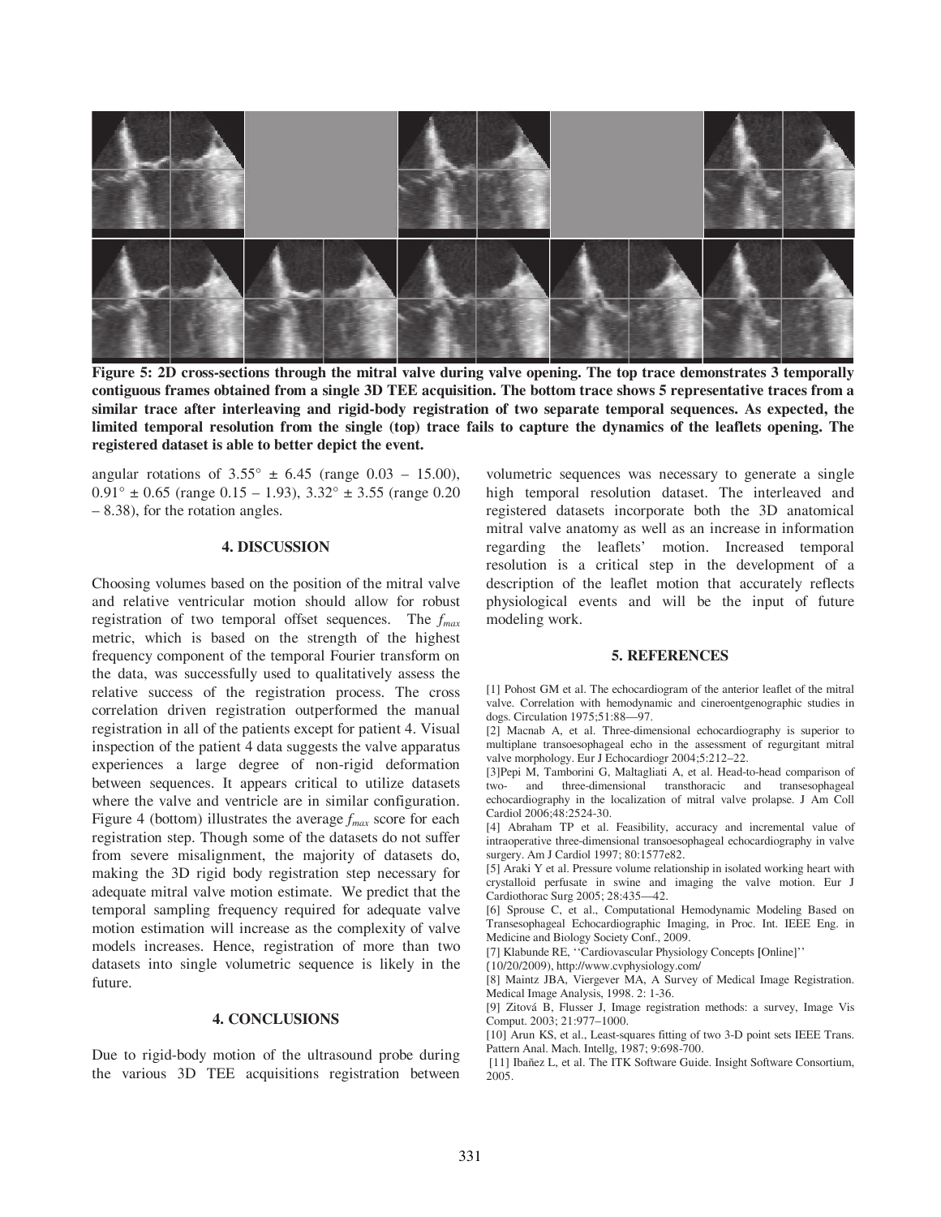**Figure 5: 2D cross-sections through the mitral valve during valve opening. The top trace demonstrates 3 temporally contiguous frames obtained from a single 3D TEE acquisition. The bottom trace shows 5 representative traces from a similar trace after interleaving and rigid-body registration of two separate temporal sequences. As expected, the limited temporal resolution from the single (top) trace fails to capture the dynamics of the leaflets opening. The registered dataset is able to better depict the event.**

angular rotations of 3.55° ± 6.45 (range 0.03 – 15.00), 0.91° ± 0.65 (range 0.15 – 1.93), 3.32° ± 3.55 (range 0.20 – 8.38), for the rotation angles.

## 4. DISCUSSION

Choosing volumes based on the position of the mitral valve and relative ventricular motion should allow for robust registration of two temporal offset sequences. The $f_{max}$ metric, which is based on the strength of the highest frequency component of the temporal Fourier transform on the data, was successfully used to qualitatively assess the relative success of the registration process. The cross correlation driven registration outperformed the manual registration in all of the patients except for patient 4. Visual inspection of the patient 4 data suggests the valve apparatus experiences a large degree of non-rigid deformation between sequences. It appears critical to utilize datasets where the valve and ventricle are in similar configuration. Figure 4 (bottom) illustrates the average $f_{max}$ score for each registration step. Though some of the datasets do not suffer from severe misalignment, the majority of datasets do, making the 3D rigid body registration step necessary for adequate mitral valve motion estimate. We predict that the temporal sampling frequency required for adequate valve motion estimation will increase as the complexity of valve models increases. Hence, registration of more than two datasets into single volumetric sequence is likely in the future.

## 4. CONCLUSIONS

Due to rigid-body motion of the ultrasound probe during the various 3D TEE acquisitions registration between volumetric sequences was necessary to generate a single high temporal resolution dataset. The interleaved and registered datasets incorporate both the 3D anatomical mitral valve anatomy as well as an increase in information regarding the leaflets' motion. Increased temporal resolution is a critical step in the development of a description of the leaflet motion that accurately reflects physiological events and will be the input of future modeling work.

## 5. REFERENCES

[1] Pohost GM et al. The echocardiogram of the anterior leaflet of the mitral valve. Correlation with hemodynamic and cineroentgenographic studies in dogs. Circulation 1975;51:88—97.

[2] Macnab A, et al. Three-dimensional echocardiography is superior to multiplane transoesophageal echo in the assessment of regurgitant mitral valve morphology. Eur J Echocardiogr 2004;5:212–22.

[3]Pepi M, Tamborini G, Maltagliati A, et al. Head-to-head comparison of two- and three-dimensional transthoracic and transesophageal echocardiography in the localization of mitral valve prolapse. J Am Coll Cardiol 2006;48:2524-30.

[4] Abraham TP et al. Feasibility, accuracy and incremental value of intraoperative three-dimensional transoesophageal echocardiography in valve surgery. Am J Cardiol 1997; 80:1577e82.

[5] Araki Y et al. Pressure volume relationship in isolated working heart with crystalloid perfusate in swine and imaging the valve motion. Eur J Cardiothorac Surg 2005; 28:435—42.

[6] Sprouse C, et al., Computational Hemodynamic Modeling Based on Transesophageal Echocardiographic Imaging, in Proc. Int. IEEE Eng. in Medicine and Biology Society Conf., 2009.

[7] Klabunde RE, ''Cardiovascular Physiology Concepts [Online]'' (10/20/2009), http://www.cvphysiology.com/

[8] Maintz JBA, Viergever MA, A Survey of Medical Image Registration. Medical Image Analysis, 1998. 2: 1-36.

[9] Zitová B, Flusser J, Image registration methods: a survey, Image Vis Comput. 2003; 21:977–1000.

[10] Arun KS, et al., Least-squares fitting of two 3-D point sets IEEE Trans. Pattern Anal. Mach. Intellg, 1987; 9:698-700.

[11] Ibañez L, et al. The ITK Software Guide. Insight Software Consortium, 2005.